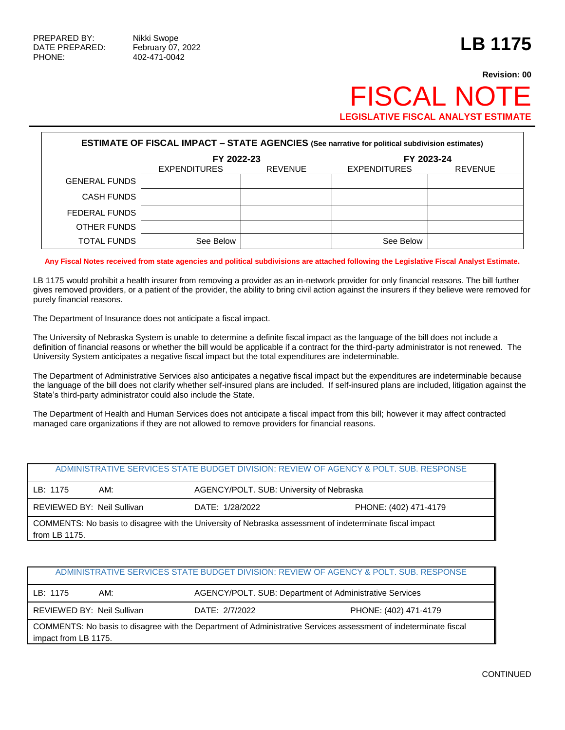PREPARED BY: Nikki Swope
DATE PREPARED: February 07, 2022
PHONE: 402-471-0042

# LB 1175

**Revision: 00**

# FISCAL NOTE

**LEGISLATIVE FISCAL ANALYST ESTIMATE**

| **ESTIMATE OF FISCAL IMPACT – STATE AGENCIES** (See narrative for political subdivision estimates) | | | | |
|---|---|---|---|---|
| | **FY 2022-23** | | **FY 2023-24** | |
| | EXPENDITURES | REVENUE | EXPENDITURES | REVENUE |
| GENERAL FUNDS | | | | |
| CASH FUNDS | | | | |
| FEDERAL FUNDS | | | | |
| OTHER FUNDS | | | | |
| TOTAL FUNDS | See Below | | See Below | |

**Any Fiscal Notes received from state agencies and political subdivisions are attached following the Legislative Fiscal Analyst Estimate.**

LB 1175 would prohibit a health insurer from removing a provider as an in-network provider for only financial reasons. The bill further gives removed providers, or a patient of the provider, the ability to bring civil action against the insurers if they believe were removed for purely financial reasons.

The Department of Insurance does not anticipate a fiscal impact.

The University of Nebraska System is unable to determine a definite fiscal impact as the language of the bill does not include a definition of financial reasons or whether the bill would be applicable if a contract for the third-party administrator is not renewed. The University System anticipates a negative fiscal impact but the total expenditures are indeterminable.

The Department of Administrative Services also anticipates a negative fiscal impact but the expenditures are indeterminable because the language of the bill does not clarify whether self-insured plans are included. If self-insured plans are included, litigation against the State's third-party administrator could also include the State.

The Department of Health and Human Services does not anticipate a fiscal impact from this bill; however it may affect contracted managed care organizations if they are not allowed to remove providers for financial reasons.

| ADMINISTRATIVE SERVICES STATE BUDGET DIVISION: REVIEW OF AGENCY & POLT. SUB. RESPONSE | | |
|---|---|---|
| LB: 1175 AM: | AGENCY/POLT. SUB: University of Nebraska | |
| REVIEWED BY: Neil Sullivan | DATE: 1/28/2022 | PHONE: (402) 471-4179 |
| COMMENTS: No basis to disagree with the University of Nebraska assessment of indeterminate fiscal impact from LB 1175. | | |

| ADMINISTRATIVE SERVICES STATE BUDGET DIVISION: REVIEW OF AGENCY & POLT. SUB. RESPONSE | | |
|---|---|---|
| LB: 1175 AM: | AGENCY/POLT. SUB: Department of Administrative Services | |
| REVIEWED BY: Neil Sullivan | DATE: 2/7/2022 | PHONE: (402) 471-4179 |
| COMMENTS: No basis to disagree with the Department of Administrative Services assessment of indeterminate fiscal impact from LB 1175. | | |

CONTINUED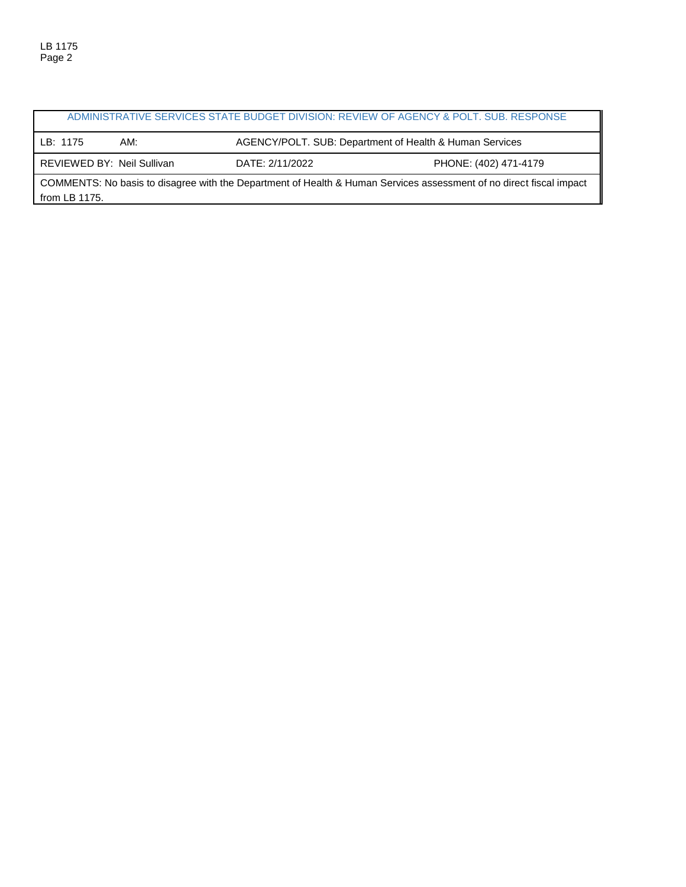| ADMINISTRATIVE SERVICES STATE BUDGET DIVISION: REVIEW OF AGENCY & POLT. SUB. RESPONSE | | | |
|---|---|---|---|
| LB: 1175 | AM: | AGENCY/POLT. SUB: Department of Health & Human Services | |
| REVIEWED BY: Neil Sullivan | | DATE: 2/11/2022 | PHONE: (402) 471-4179 |
| COMMENTS: No basis to disagree with the Department of Health & Human Services assessment of no direct fiscal impact from LB 1175. | | | |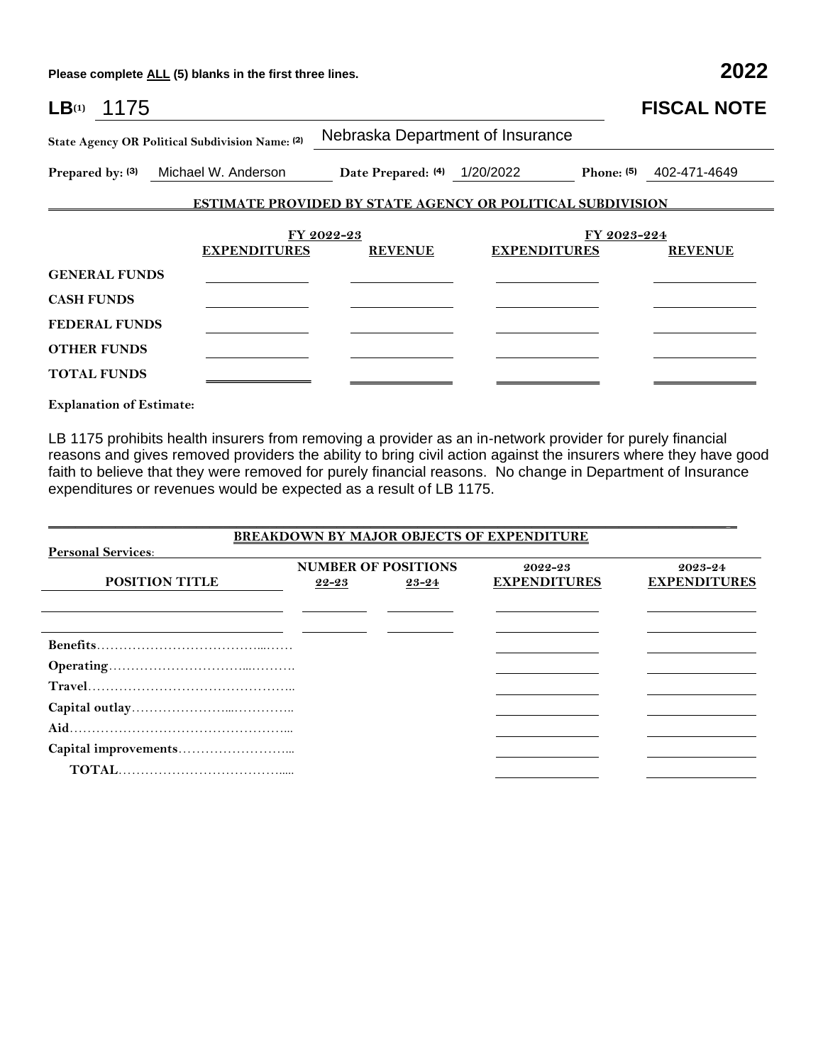Please complete ALL (5) blanks in the first three lines. **2022**

**LB**(1) 1175 **FISCAL NOTE**

**State Agency OR Political Subdivision Name:** (2) Nebraska Department of Insurance

**Prepared by:** (3) Michael W. Anderson **Date Prepared:** (4) 1/20/2022 **Phone:** (5) 402-471-4649

**ESTIMATE PROVIDED BY STATE AGENCY OR POLITICAL SUBDIVISION**

| | FY 2022-23 | | FY 2023-224 | |
|---|---|---|---|---|
| | **EXPENDITURES** | **REVENUE** | **EXPENDITURES** | **REVENUE** |
| **GENERAL FUNDS** | | | | |
| **CASH FUNDS** | | | | |
| **FEDERAL FUNDS** | | | | |
| **OTHER FUNDS** | | | | |
| **TOTAL FUNDS** | | | | |

**Explanation of Estimate:**

LB 1175 prohibits health insurers from removing a provider as an in-network provider for purely financial reasons and gives removed providers the ability to bring civil action against the insurers where they have good faith to believe that they were removed for purely financial reasons. No change in Department of Insurance expenditures or revenues would be expected as a result of LB 1175.

**BREAKDOWN BY MAJOR OBJECTS OF EXPENDITURE**

**Personal Services:**

| POSITION TITLE | NUMBER OF POSITIONS 22-23 | 23-24 | 2022-23 EXPENDITURES | 2023-24 EXPENDITURES |
|---|---|---|---|---|
| | | | | |
| | | | | |
| **Benefits** | | | | |
| **Operating** | | | | |
| **Travel** | | | | |
| **Capital outlay** | | | | |
| **Aid** | | | | |
| **Capital improvements** | | | | |
| **TOTAL** | | | | |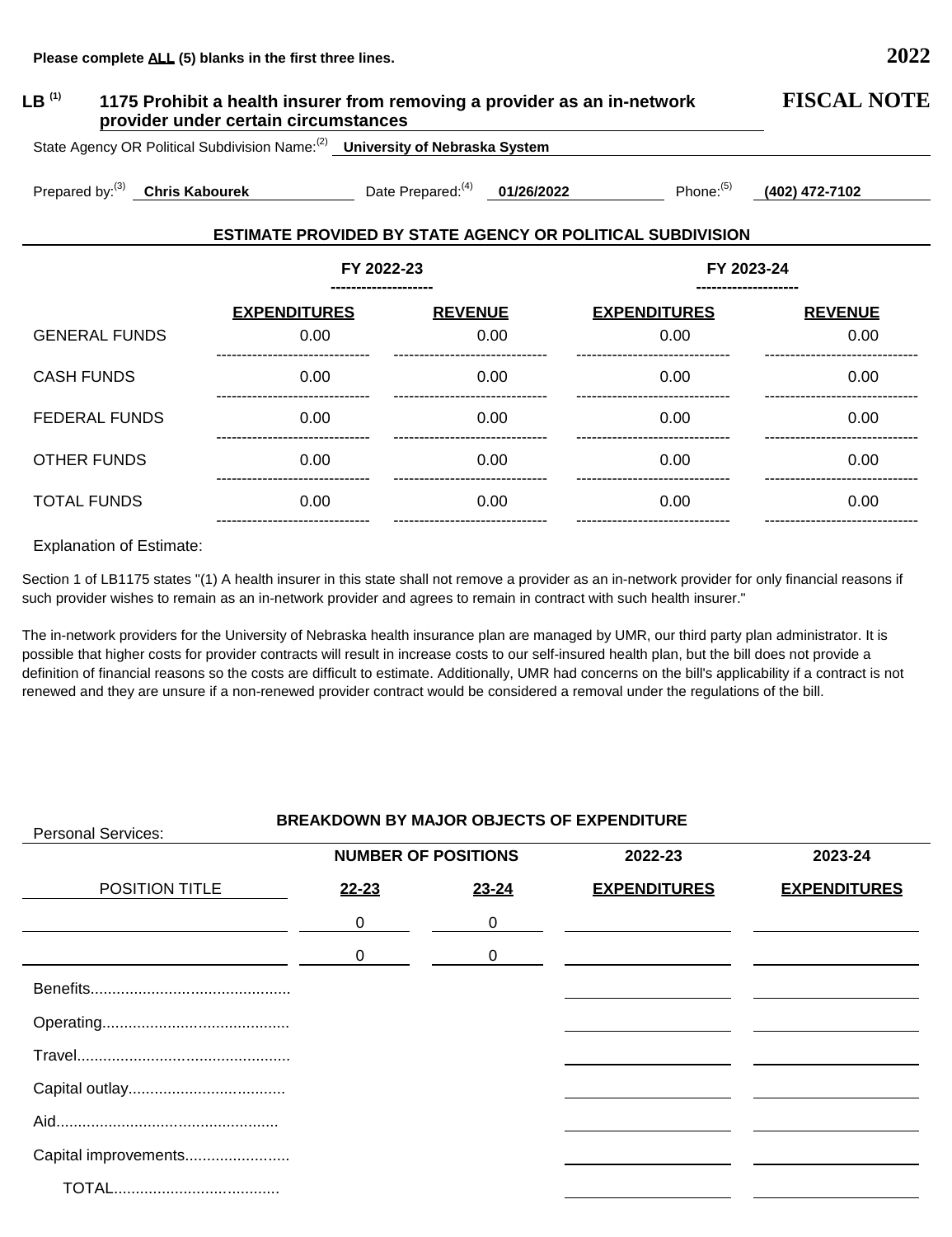Please complete ALL (5) blanks in the first three lines. **2022**

**LB [(1)] 1175 Prohibit a health insurer from removing a provider as an in-network provider under certain circumstances**

**FISCAL NOTE**

State Agency OR Political Subdivision Name:[(2)] **University of Nebraska System**

Prepared by:[(3)] **Chris Kabourek** Date Prepared:[(4)] **01/26/2022** Phone:[(5)] **(402) 472-7102**

**ESTIMATE PROVIDED BY STATE AGENCY OR POLITICAL SUBDIVISION**

| | FY 2022-23 | | FY 2023-24 | |
|---|---|---|---|---|
| | **EXPENDITURES** | **REVENUE** | **EXPENDITURES** | **REVENUE** |
| GENERAL FUNDS | 0.00 | 0.00 | 0.00 | 0.00 |
| CASH FUNDS | 0.00 | 0.00 | 0.00 | 0.00 |
| FEDERAL FUNDS | 0.00 | 0.00 | 0.00 | 0.00 |
| OTHER FUNDS | 0.00 | 0.00 | 0.00 | 0.00 |
| TOTAL FUNDS | 0.00 | 0.00 | 0.00 | 0.00 |

Explanation of Estimate:

Section 1 of LB1175 states "(1) A health insurer in this state shall not remove a provider as an in-network provider for only financial reasons if such provider wishes to remain as an in-network provider and agrees to remain in contract with such health insurer."

The in-network providers for the University of Nebraska health insurance plan are managed by UMR, our third party plan administrator. It is possible that higher costs for provider contracts will result in increase costs to our self-insured health plan, but the bill does not provide a definition of financial reasons so the costs are difficult to estimate. Additionally, UMR had concerns on the bill's applicability if a contract is not renewed and they are unsure if a non-renewed provider contract would be considered a removal under the regulations of the bill.

**BREAKDOWN BY MAJOR OBJECTS OF EXPENDITURE**

Personal Services:

| POSITION TITLE | NUMBER OF POSITIONS 22-23 | NUMBER OF POSITIONS 23-24 | 2022-23 EXPENDITURES | 2023-24 EXPENDITURES |
|---|---|---|---|---|
| | 0 | 0 | | |
| | 0 | 0 | | |
| Benefits | | | | |
| Operating | | | | |
| Travel | | | | |
| Capital outlay | | | | |
| Aid | | | | |
| Capital improvements | | | | |
| TOTAL | | | | |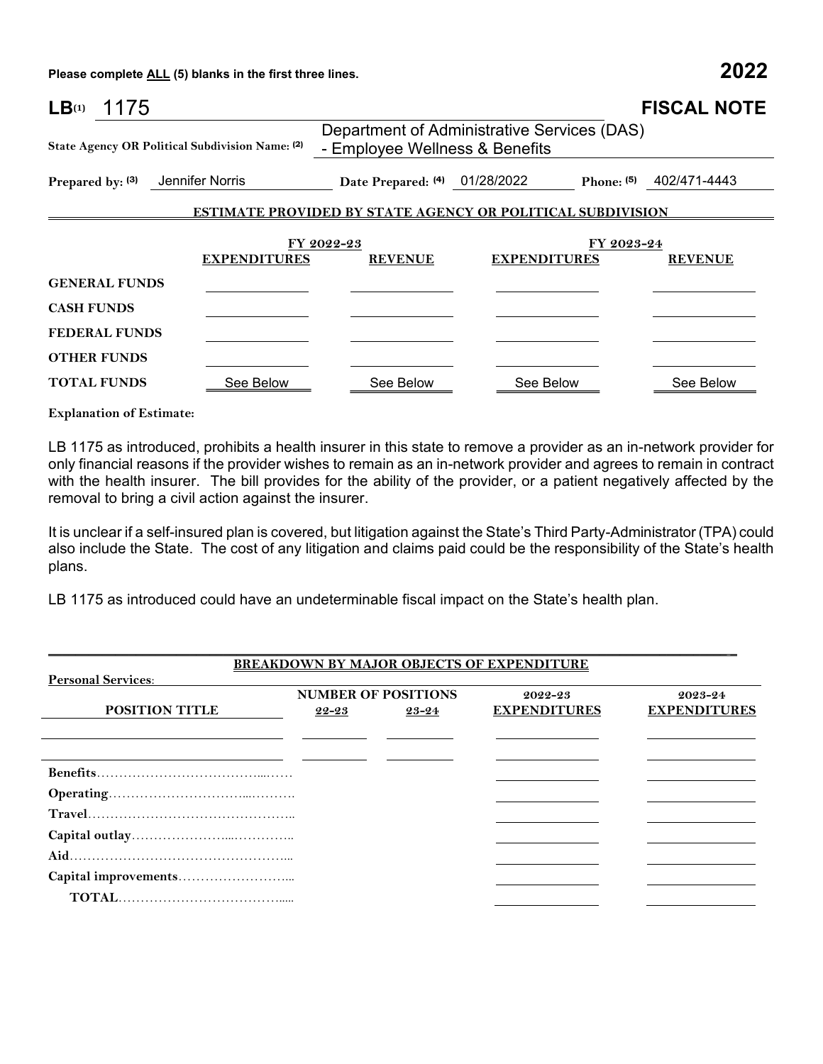Please complete ALL (5) blanks in the first three lines.

**2022**

**LB**(1) 1175

**FISCAL NOTE**

**State Agency OR Political Subdivision Name:** (2) Department of Administrative Services (DAS) - Employee Wellness & Benefits

**Prepared by:** (3) Jennifer Norris **Date Prepared:** (4) 01/28/2022 **Phone:** (5) 402/471-4443

## ESTIMATE PROVIDED BY STATE AGENCY OR POLITICAL SUBDIVISION

| | FY 2022-23 | | FY 2023-24 | |
|---|---|---|---|---|
| | **EXPENDITURES** | **REVENUE** | **EXPENDITURES** | **REVENUE** |
| **GENERAL FUNDS** | | | | |
| **CASH FUNDS** | | | | |
| **FEDERAL FUNDS** | | | | |
| **OTHER FUNDS** | | | | |
| **TOTAL FUNDS** | See Below | See Below | See Below | See Below |

**Explanation of Estimate:**

LB 1175 as introduced, prohibits a health insurer in this state to remove a provider as an in-network provider for only financial reasons if the provider wishes to remain as an in-network provider and agrees to remain in contract with the health insurer. The bill provides for the ability of the provider, or a patient negatively affected by the removal to bring a civil action against the insurer.

It is unclear if a self-insured plan is covered, but litigation against the State's Third Party-Administrator (TPA) could also include the State. The cost of any litigation and claims paid could be the responsibility of the State's health plans.

LB 1175 as introduced could have an undeterminable fiscal impact on the State's health plan.

## BREAKDOWN BY MAJOR OBJECTS OF EXPENDITURE

**Personal Services:**

| POSITION TITLE | NUMBER OF POSITIONS 22-23 | NUMBER OF POSITIONS 23-24 | 2022-23 EXPENDITURES | 2023-24 EXPENDITURES |
|---|---|---|---|---|
| | | | | |
| | | | | |
| **Benefits** | | | | |
| **Operating** | | | | |
| **Travel** | | | | |
| **Capital outlay** | | | | |
| **Aid** | | | | |
| **Capital improvements** | | | | |
| **TOTAL** | | | | |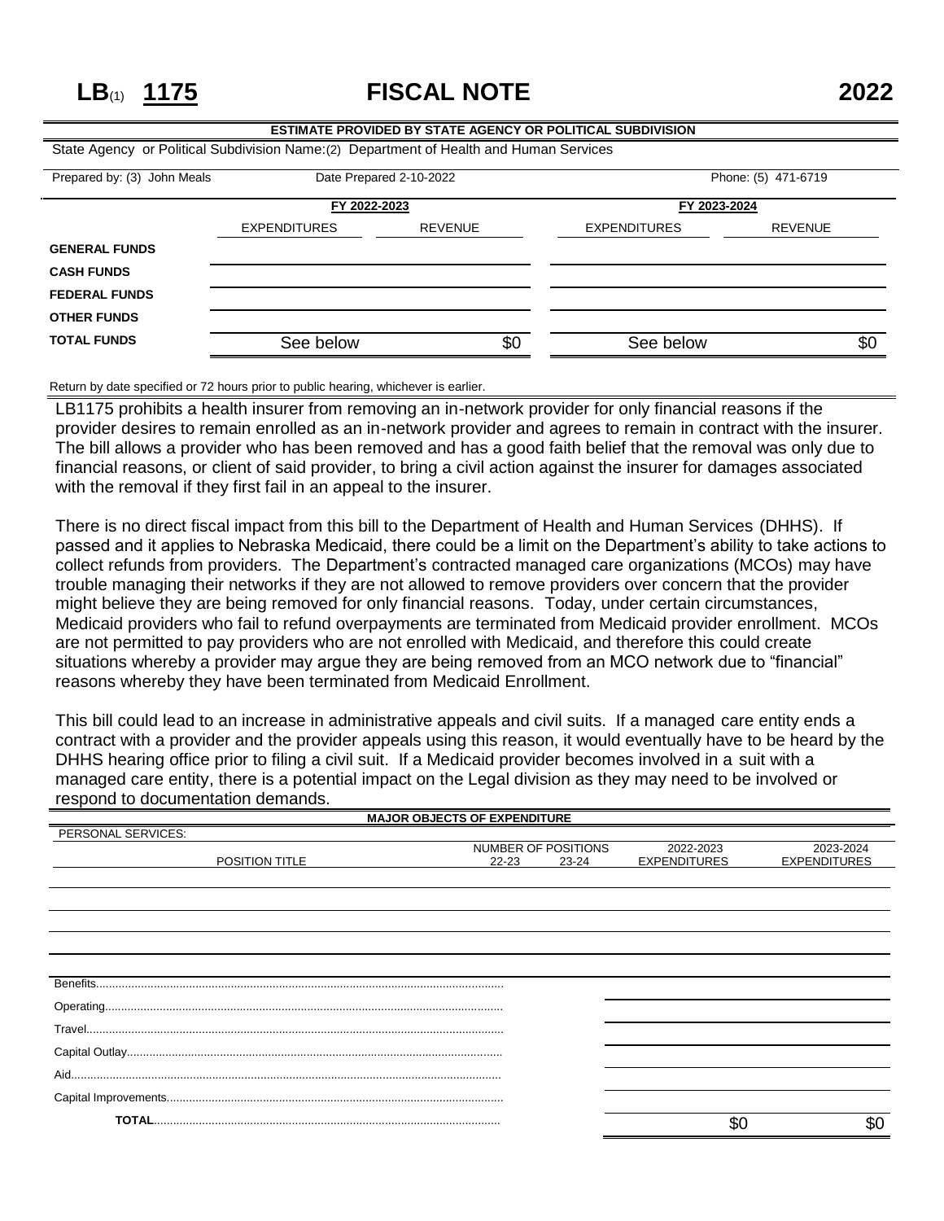# LB(1) 1175 FISCAL NOTE 2022

**ESTIMATE PROVIDED BY STATE AGENCY OR POLITICAL SUBDIVISION**

State Agency or Political Subdivision Name:(2) Department of Health and Human Services

Prepared by: (3) John Meals | Date Prepared 2-10-2022 | Phone: (5) 471-6719

| | FY 2022-2023 | | FY 2023-2024 | |
|---|---|---|---|---|
| | EXPENDITURES | REVENUE | EXPENDITURES | REVENUE |
| **GENERAL FUNDS** | | | | |
| **CASH FUNDS** | | | | |
| **FEDERAL FUNDS** | | | | |
| **OTHER FUNDS** | | | | |
| **TOTAL FUNDS** | See below | $0 | See below | $0 |

Return by date specified or 72 hours prior to public hearing, whichever is earlier.

LB1175 prohibits a health insurer from removing an in-network provider for only financial reasons if the provider desires to remain enrolled as an in-network provider and agrees to remain in contract with the insurer. The bill allows a provider who has been removed and has a good faith belief that the removal was only due to financial reasons, or client of said provider, to bring a civil action against the insurer for damages associated with the removal if they first fail in an appeal to the insurer.

There is no direct fiscal impact from this bill to the Department of Health and Human Services (DHHS). If passed and it applies to Nebraska Medicaid, there could be a limit on the Department's ability to take actions to collect refunds from providers. The Department's contracted managed care organizations (MCOs) may have trouble managing their networks if they are not allowed to remove providers over concern that the provider might believe they are being removed for only financial reasons. Today, under certain circumstances, Medicaid providers who fail to refund overpayments are terminated from Medicaid provider enrollment. MCOs are not permitted to pay providers who are not enrolled with Medicaid, and therefore this could create situations whereby a provider may argue they are being removed from an MCO network due to "financial" reasons whereby they have been terminated from Medicaid Enrollment.

This bill could lead to an increase in administrative appeals and civil suits. If a managed care entity ends a contract with a provider and the provider appeals using this reason, it would eventually have to be heard by the DHHS hearing office prior to filing a civil suit. If a Medicaid provider becomes involved in a suit with a managed care entity, there is a potential impact on the Legal division as they may need to be involved or respond to documentation demands.

**MAJOR OBJECTS OF EXPENDITURE**

PERSONAL SERVICES:

| POSITION TITLE | NUMBER OF POSITIONS 22-23 | NUMBER OF POSITIONS 23-24 | 2022-2023 EXPENDITURES | 2023-2024 EXPENDITURES |
|---|---|---|---|---|
| | | | | |
| Benefits | | | | |
| Operating | | | | |
| Travel | | | | |
| Capital Outlay | | | | |
| Aid | | | | |
| Capital Improvements | | | | |
| **TOTAL** | | | $0 | $0 |